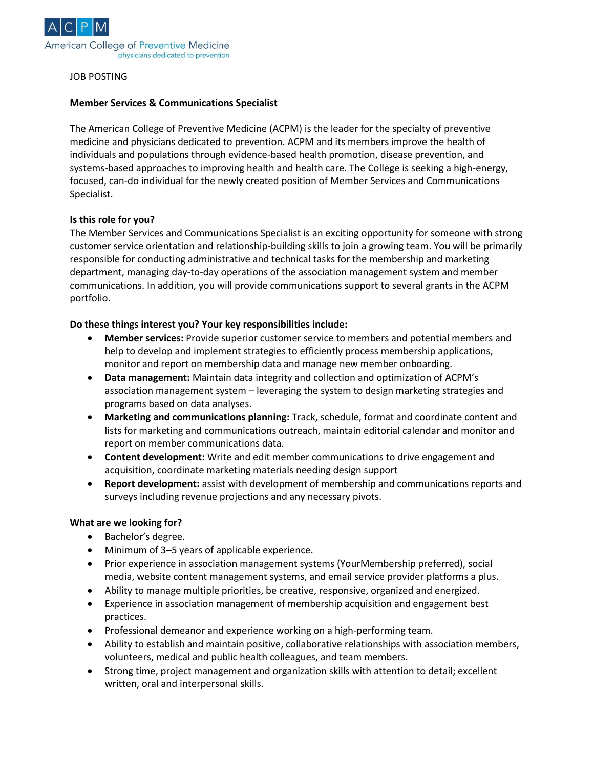ACPM
American College of Preventive Medicine
physicians dedicated to prevention

JOB POSTING

**Member Services & Communications Specialist**

The American College of Preventive Medicine (ACPM) is the leader for the specialty of preventive medicine and physicians dedicated to prevention. ACPM and its members improve the health of individuals and populations through evidence-based health promotion, disease prevention, and systems-based approaches to improving health and health care. The College is seeking a high-energy, focused, can-do individual for the newly created position of Member Services and Communications Specialist.

**Is this role for you?**

The Member Services and Communications Specialist is an exciting opportunity for someone with strong customer service orientation and relationship-building skills to join a growing team. You will be primarily responsible for conducting administrative and technical tasks for the membership and marketing department, managing day-to-day operations of the association management system and member communications. In addition, you will provide communications support to several grants in the ACPM portfolio.

**Do these things interest you? Your key responsibilities include:**

- **Member services:** Provide superior customer service to members and potential members and help to develop and implement strategies to efficiently process membership applications, monitor and report on membership data and manage new member onboarding.
- **Data management:** Maintain data integrity and collection and optimization of ACPM's association management system – leveraging the system to design marketing strategies and programs based on data analyses.
- **Marketing and communications planning:** Track, schedule, format and coordinate content and lists for marketing and communications outreach, maintain editorial calendar and monitor and report on member communications data.
- **Content development:** Write and edit member communications to drive engagement and acquisition, coordinate marketing materials needing design support
- **Report development:** assist with development of membership and communications reports and surveys including revenue projections and any necessary pivots.

**What are we looking for?**

- Bachelor's degree.
- Minimum of 3–5 years of applicable experience.
- Prior experience in association management systems (YourMembership preferred), social media, website content management systems, and email service provider platforms a plus.
- Ability to manage multiple priorities, be creative, responsive, organized and energized.
- Experience in association management of membership acquisition and engagement best practices.
- Professional demeanor and experience working on a high-performing team.
- Ability to establish and maintain positive, collaborative relationships with association members, volunteers, medical and public health colleagues, and team members.
- Strong time, project management and organization skills with attention to detail; excellent written, oral and interpersonal skills.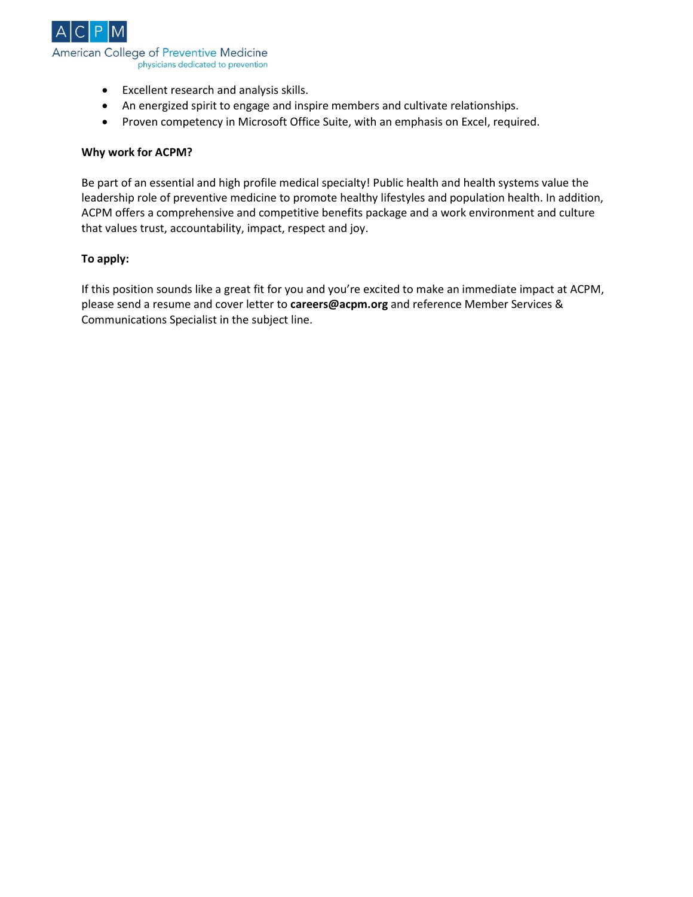- Excellent research and analysis skills.
- An energized spirit to engage and inspire members and cultivate relationships.
- Proven competency in Microsoft Office Suite, with an emphasis on Excel, required.

**Why work for ACPM?**

Be part of an essential and high profile medical specialty! Public health and health systems value the leadership role of preventive medicine to promote healthy lifestyles and population health. In addition, ACPM offers a comprehensive and competitive benefits package and a work environment and culture that values trust, accountability, impact, respect and joy.

**To apply:**

If this position sounds like a great fit for you and you're excited to make an immediate impact at ACPM, please send a resume and cover letter to **careers@acpm.org** and reference Member Services & Communications Specialist in the subject line.